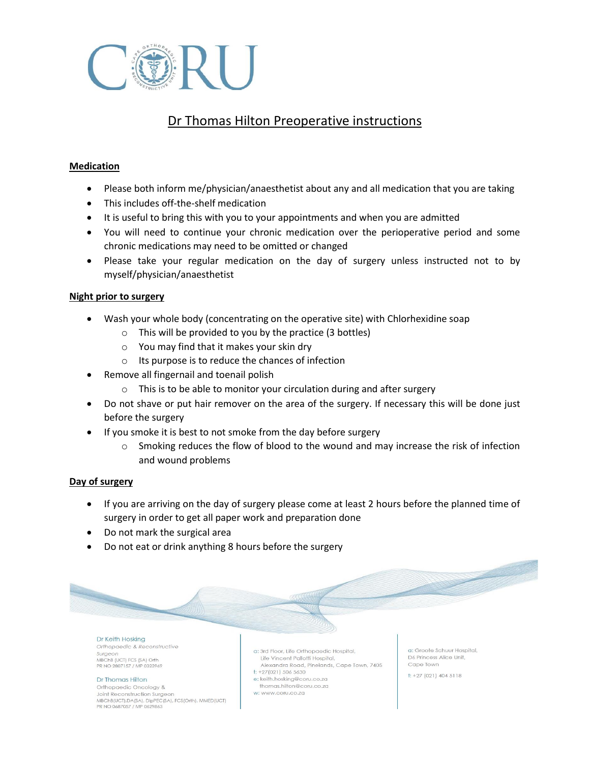# Dr Thomas Hilton Preoperative instructions

## Medication

- Please both inform me/physician/anaesthetist about any and all medication that you are taking
- This includes off-the-shelf medication
- It is useful to bring this with you to your appointments and when you are admitted
- You will need to continue your chronic medication over the perioperative period and some chronic medications may need to be omitted or changed
- Please take your regular medication on the day of surgery unless instructed not to by myself/physician/anaesthetist

## Night prior to surgery

- Wash your whole body (concentrating on the operative site) with Chlorhexidine soap
  - This will be provided to you by the practice (3 bottles)
  - You may find that it makes your skin dry
  - Its purpose is to reduce the chances of infection
- Remove all fingernail and toenail polish
  - This is to be able to monitor your circulation during and after surgery
- Do not shave or put hair remover on the area of the surgery. If necessary this will be done just before the surgery
- If you smoke it is best to not smoke from the day before surgery
  - Smoking reduces the flow of blood to the wound and may increase the risk of infection and wound problems

## Day of surgery

- If you are arriving on the day of surgery please come at least 2 hours before the planned time of surgery in order to get all paper work and preparation done
- Do not mark the surgical area
- Do not eat or drink anything 8 hours before the surgery

Dr Keith Hosking
*Orthopaedic & Reconstructive Surgeon*
MBChB (UCT) FCS (SA) Orth
PR NO 2807157 / MP 0323969

Dr Thomas Hilton
Orthopaedic Oncology & Joint Reconstruction Surgeon
MBChB(UCT).DA(SA). DipPEC(SA). FCS(Orth). MMED(UCT)
PR NO 0687057 / MP 0629863

a: 3rd Floor, Life Orthopaedic Hospital, Life Vincent Pallotti Hospital, Alexandra Road, Pinelands, Cape Town, 7405
t: +27(021) 506 5630
e: keith.hosking@coru.co.za
thomas.hilton@coru.co.za
w: www.coru.co.za

a: Groote Schuur Hospital, D6 Princess Alice Unit, Cape Town
t: +27 (021) 404 5118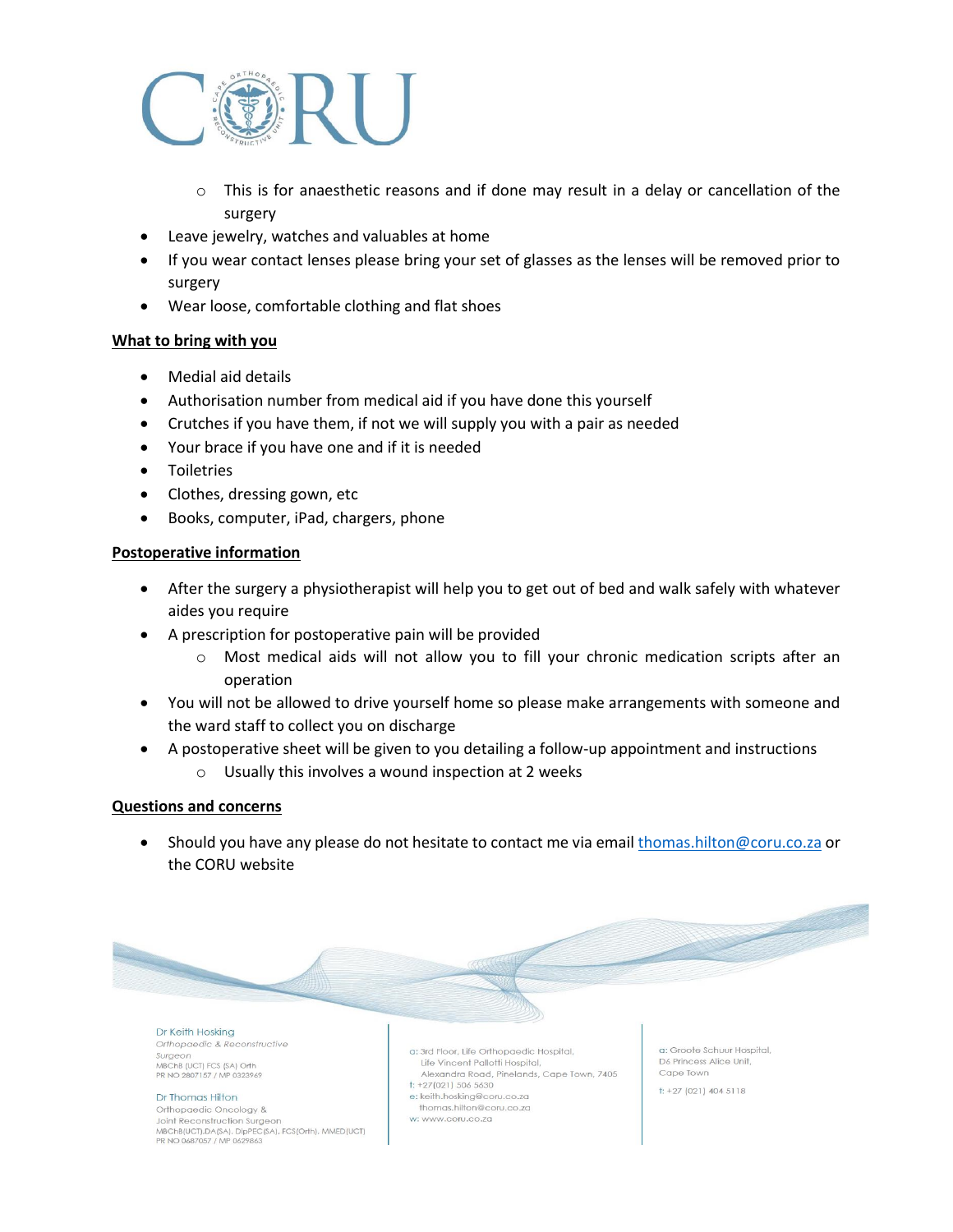- This is for anaesthetic reasons and if done may result in a delay or cancellation of the surgery
- Leave jewelry, watches and valuables at home
- If you wear contact lenses please bring your set of glasses as the lenses will be removed prior to surgery
- Wear loose, comfortable clothing and flat shoes

**What to bring with you**

- Medial aid details
- Authorisation number from medical aid if you have done this yourself
- Crutches if you have them, if not we will supply you with a pair as needed
- Your brace if you have one and if it is needed
- Toiletries
- Clothes, dressing gown, etc
- Books, computer, iPad, chargers, phone

**Postoperative information**

- After the surgery a physiotherapist will help you to get out of bed and walk safely with whatever aides you require
- A prescription for postoperative pain will be provided
  - Most medical aids will not allow you to fill your chronic medication scripts after an operation
- You will not be allowed to drive yourself home so please make arrangements with someone and the ward staff to collect you on discharge
- A postoperative sheet will be given to you detailing a follow-up appointment and instructions
  - Usually this involves a wound inspection at 2 weeks

**Questions and concerns**

- Should you have any please do not hesitate to contact me via email thomas.hilton@coru.co.za or the CORU website